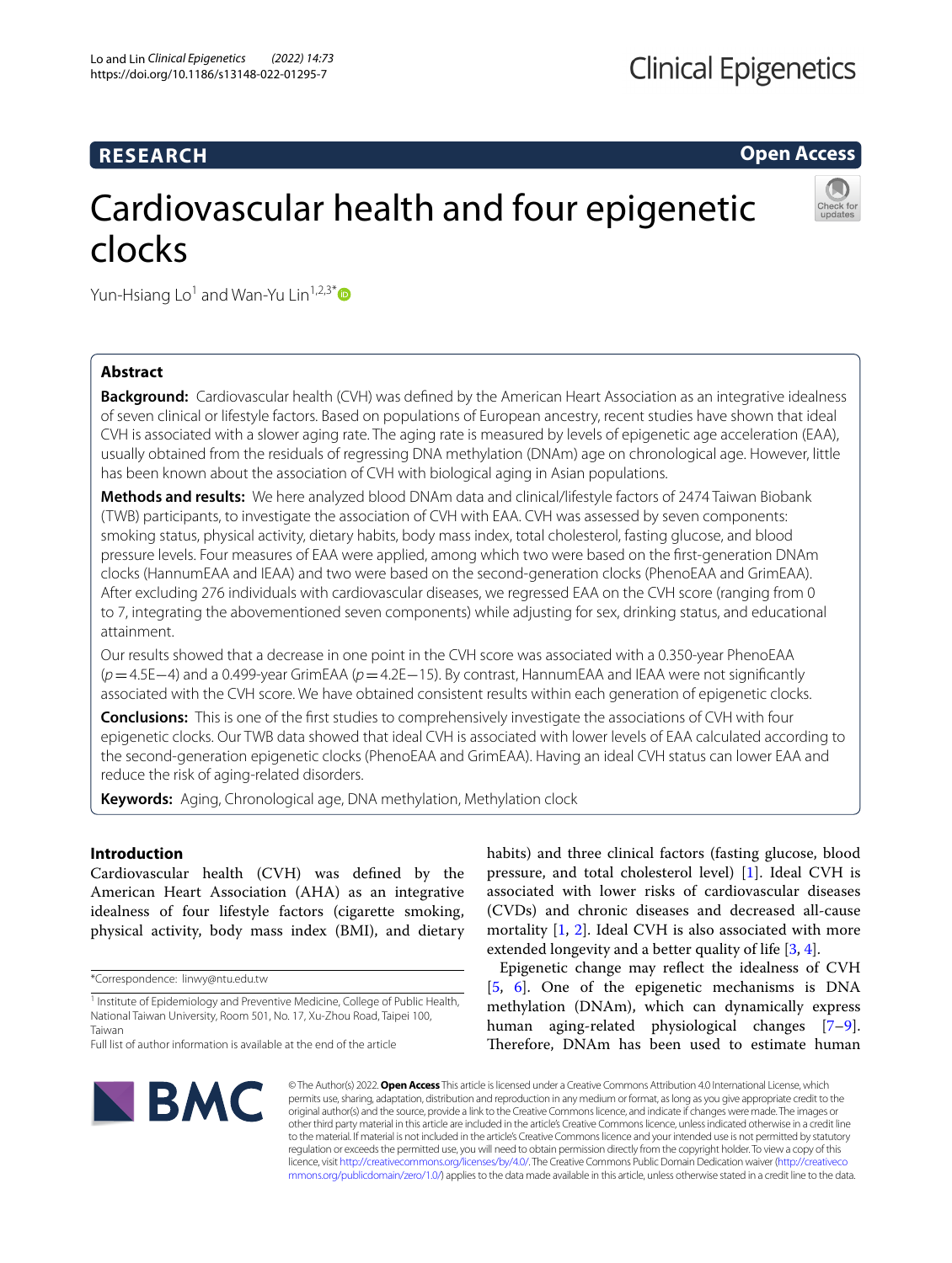RESEARCH

Open Access

# Cardiovascular health and four epigenetic clocks

Yun-Hsiang Lo[1] and Wan-Yu Lin[1,2,3*]

## Abstract

**Background:** Cardiovascular health (CVH) was defined by the American Heart Association as an integrative idealness of seven clinical or lifestyle factors. Based on populations of European ancestry, recent studies have shown that ideal CVH is associated with a slower aging rate. The aging rate is measured by levels of epigenetic age acceleration (EAA), usually obtained from the residuals of regressing DNA methylation (DNAm) age on chronological age. However, little has been known about the association of CVH with biological aging in Asian populations.

**Methods and results:** We here analyzed blood DNAm data and clinical/lifestyle factors of 2474 Taiwan Biobank (TWB) participants, to investigate the association of CVH with EAA. CVH was assessed by seven components: smoking status, physical activity, dietary habits, body mass index, total cholesterol, fasting glucose, and blood pressure levels. Four measures of EAA were applied, among which two were based on the first-generation DNAm clocks (HannumEAA and IEAA) and two were based on the second-generation clocks (PhenoEAA and GrimEAA). After excluding 276 individuals with cardiovascular diseases, we regressed EAA on the CVH score (ranging from 0 to 7, integrating the abovementioned seven components) while adjusting for sex, drinking status, and educational attainment.

Our results showed that a decrease in one point in the CVH score was associated with a 0.350-year PhenoEAA ($p = 4.5\text{E}-4$) and a 0.499-year GrimEAA ($p = 4.2\text{E}-15$). By contrast, HannumEAA and IEAA were not significantly associated with the CVH score. We have obtained consistent results within each generation of epigenetic clocks.

**Conclusions:** This is one of the first studies to comprehensively investigate the associations of CVH with four epigenetic clocks. Our TWB data showed that ideal CVH is associated with lower levels of EAA calculated according to the second-generation epigenetic clocks (PhenoEAA and GrimEAA). Having an ideal CVH status can lower EAA and reduce the risk of aging-related disorders.

**Keywords:** Aging, Chronological age, DNA methylation, Methylation clock

## Introduction

Cardiovascular health (CVH) was defined by the American Heart Association (AHA) as an integrative idealness of four lifestyle factors (cigarette smoking, physical activity, body mass index (BMI), and dietary habits) and three clinical factors (fasting glucose, blood pressure, and total cholesterol level) [1]. Ideal CVH is associated with lower risks of cardiovascular diseases (CVDs) and chronic diseases and decreased all-cause mortality [1, 2]. Ideal CVH is also associated with more extended longevity and a better quality of life [3, 4].

Epigenetic change may reflect the idealness of CVH [5, 6]. One of the epigenetic mechanisms is DNA methylation (DNAm), which can dynamically express human aging-related physiological changes [7–9]. Therefore, DNAm has been used to estimate human

*Correspondence: linwy@ntu.edu.tw

[1] Institute of Epidemiology and Preventive Medicine, College of Public Health, National Taiwan University, Room 501, No. 17, Xu-Zhou Road, Taipei 100, Taiwan

Full list of author information is available at the end of the article

© The Author(s) 2022. **Open Access** This article is licensed under a Creative Commons Attribution 4.0 International License, which permits use, sharing, adaptation, distribution and reproduction in any medium or format, as long as you give appropriate credit to the original author(s) and the source, provide a link to the Creative Commons licence, and indicate if changes were made. The images or other third party material in this article are included in the article's Creative Commons licence, unless indicated otherwise in a credit line to the material. If material is not included in the article's Creative Commons licence and your intended use is not permitted by statutory regulation or exceeds the permitted use, you will need to obtain permission directly from the copyright holder. To view a copy of this licence, visit http://creativecommons.org/licenses/by/4.0/. The Creative Commons Public Domain Dedication waiver (http://creativecommons.org/publicdomain/zero/1.0/) applies to the data made available in this article, unless otherwise stated in a credit line to the data.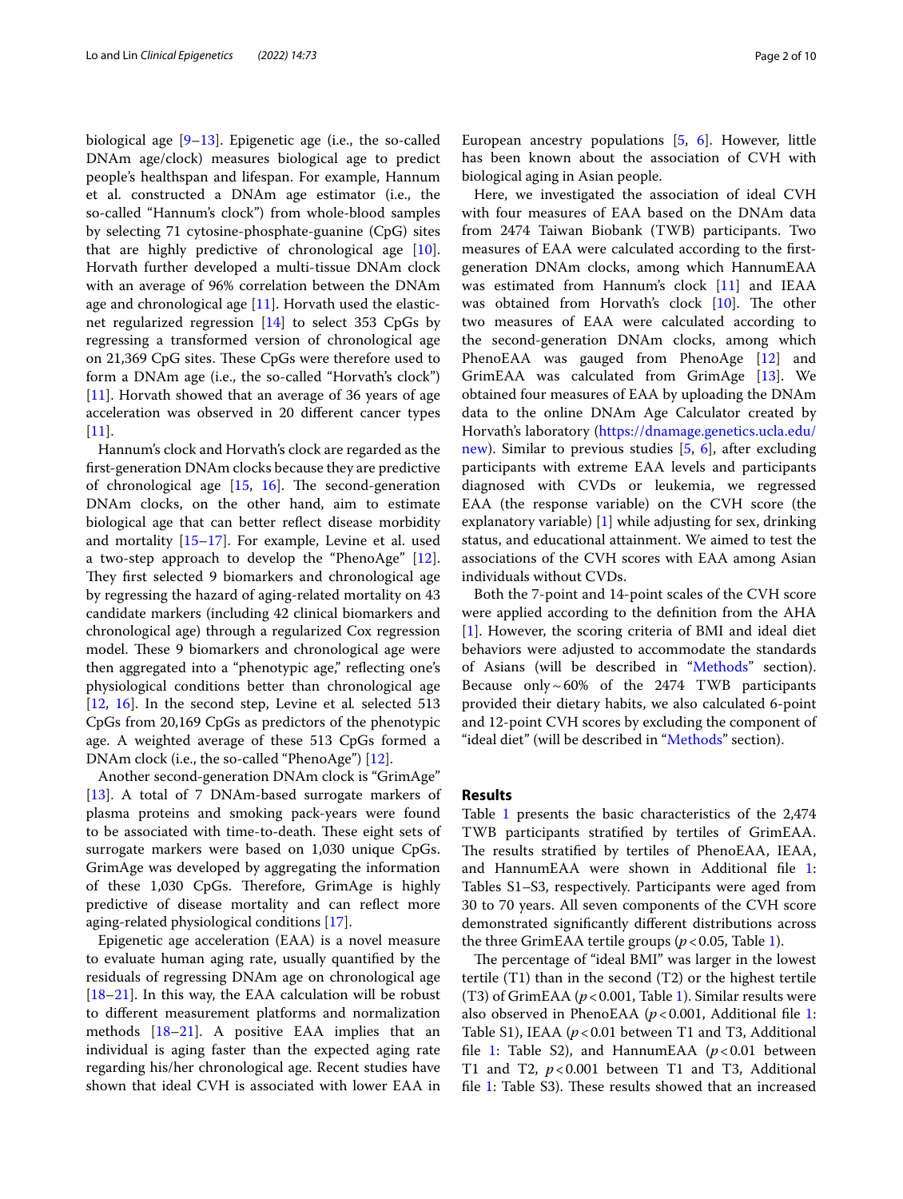biological age [9–13]. Epigenetic age (i.e., the so-called DNAm age/clock) measures biological age to predict people's healthspan and lifespan. For example, Hannum et al. constructed a DNAm age estimator (i.e., the so-called "Hannum's clock") from whole-blood samples by selecting 71 cytosine-phosphate-guanine (CpG) sites that are highly predictive of chronological age [10]. Horvath further developed a multi-tissue DNAm clock with an average of 96% correlation between the DNAm age and chronological age [11]. Horvath used the elastic-net regularized regression [14] to select 353 CpGs by regressing a transformed version of chronological age on 21,369 CpG sites. These CpGs were therefore used to form a DNAm age (i.e., the so-called "Horvath's clock") [11]. Horvath showed that an average of 36 years of age acceleration was observed in 20 different cancer types [11].

Hannum's clock and Horvath's clock are regarded as the first-generation DNAm clocks because they are predictive of chronological age [15, 16]. The second-generation DNAm clocks, on the other hand, aim to estimate biological age that can better reflect disease morbidity and mortality [15–17]. For example, Levine et al. used a two-step approach to develop the "PhenoAge" [12]. They first selected 9 biomarkers and chronological age by regressing the hazard of aging-related mortality on 43 candidate markers (including 42 clinical biomarkers and chronological age) through a regularized Cox regression model. These 9 biomarkers and chronological age were then aggregated into a "phenotypic age," reflecting one's physiological conditions better than chronological age [12, 16]. In the second step, Levine et al. selected 513 CpGs from 20,169 CpGs as predictors of the phenotypic age. A weighted average of these 513 CpGs formed a DNAm clock (i.e., the so-called "PhenoAge") [12].

Another second-generation DNAm clock is "GrimAge" [13]. A total of 7 DNAm-based surrogate markers of plasma proteins and smoking pack-years were found to be associated with time-to-death. These eight sets of surrogate markers were based on 1,030 unique CpGs. GrimAge was developed by aggregating the information of these 1,030 CpGs. Therefore, GrimAge is highly predictive of disease mortality and can reflect more aging-related physiological conditions [17].

Epigenetic age acceleration (EAA) is a novel measure to evaluate human aging rate, usually quantified by the residuals of regressing DNAm age on chronological age [18–21]. In this way, the EAA calculation will be robust to different measurement platforms and normalization methods [18–21]. A positive EAA implies that an individual is aging faster than the expected aging rate regarding his/her chronological age. Recent studies have shown that ideal CVH is associated with lower EAA in European ancestry populations [5, 6]. However, little has been known about the association of CVH with biological aging in Asian people.

Here, we investigated the association of ideal CVH with four measures of EAA based on the DNAm data from 2474 Taiwan Biobank (TWB) participants. Two measures of EAA were calculated according to the first-generation DNAm clocks, among which HannumEAA was estimated from Hannum's clock [11] and IEAA was obtained from Horvath's clock [10]. The other two measures of EAA were calculated according to the second-generation DNAm clocks, among which PhenoEAA was gauged from PhenoAge [12] and GrimEAA was calculated from GrimAge [13]. We obtained four measures of EAA by uploading the DNAm data to the online DNAm Age Calculator created by Horvath's laboratory (https://dnamage.genetics.ucla.edu/new). Similar to previous studies [5, 6], after excluding participants with extreme EAA levels and participants diagnosed with CVDs or leukemia, we regressed EAA (the response variable) on the CVH score (the explanatory variable) [1] while adjusting for sex, drinking status, and educational attainment. We aimed to test the associations of the CVH scores with EAA among Asian individuals without CVDs.

Both the 7-point and 14-point scales of the CVH score were applied according to the definition from the AHA [1]. However, the scoring criteria of BMI and ideal diet behaviors were adjusted to accommodate the standards of Asians (will be described in "Methods" section). Because only ~ 60% of the 2474 TWB participants provided their dietary habits, we also calculated 6-point and 12-point CVH scores by excluding the component of "ideal diet" (will be described in "Methods" section).

## Results

Table 1 presents the basic characteristics of the 2,474 TWB participants stratified by tertiles of GrimEAA. The results stratified by tertiles of PhenoEAA, IEAA, and HannumEAA were shown in Additional file 1: Tables S1–S3, respectively. Participants were aged from 30 to 70 years. All seven components of the CVH score demonstrated significantly different distributions across the three GrimEAA tertile groups ($p < 0.05$, Table 1).

The percentage of "ideal BMI" was larger in the lowest tertile (T1) than in the second (T2) or the highest tertile (T3) of GrimEAA ($p < 0.001$, Table 1). Similar results were also observed in PhenoEAA ($p < 0.001$, Additional file 1: Table S1), IEAA ($p < 0.01$ between T1 and T3, Additional file 1: Table S2), and HannumEAA ($p < 0.01$ between T1 and T2, $p < 0.001$ between T1 and T3, Additional file 1: Table S3). These results showed that an increased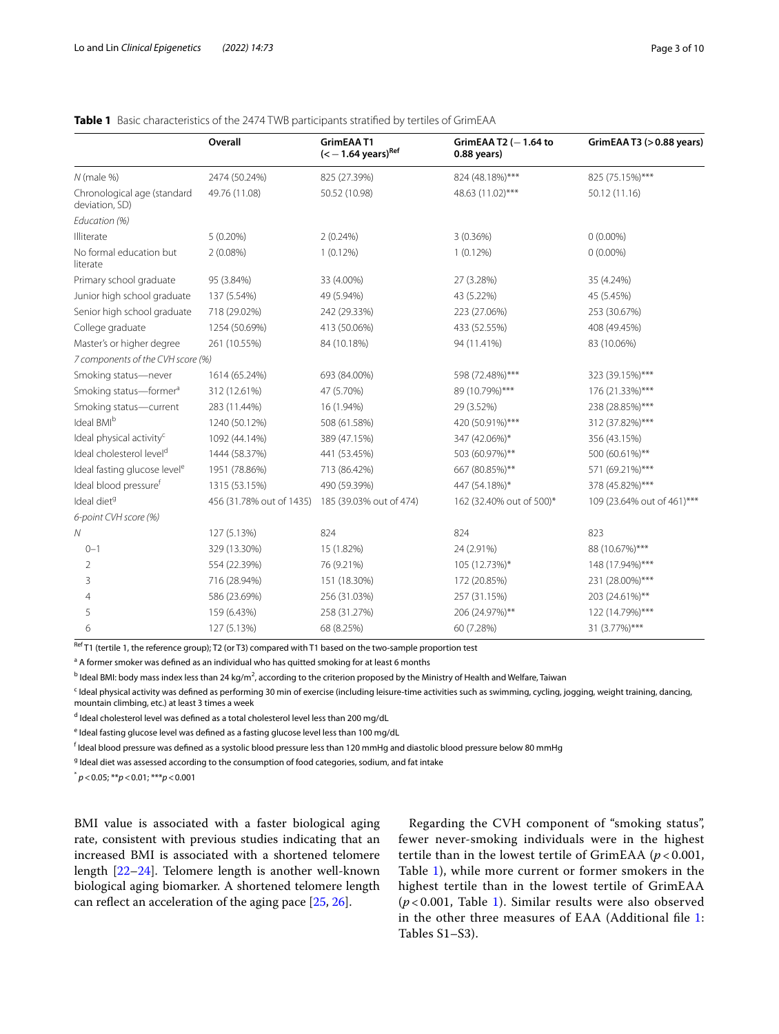**Table 1** Basic characteristics of the 2474 TWB participants stratified by tertiles of GrimEAA

| | Overall | GrimEAA T1 (< − 1.64 years)[Ref] | GrimEAA T2 (− 1.64 to 0.88 years) | GrimEAA T3 (> 0.88 years) |
|---|---|---|---|---|
| *N* (male %) | 2474 (50.24%) | 825 (27.39%) | 824 (48.18%)*** | 825 (75.15%)*** |
| Chronological age (standard deviation, SD) | 49.76 (11.08) | 50.52 (10.98) | 48.63 (11.02)*** | 50.12 (11.16) |
| *Education (%)* | | | | |
| Illiterate | 5 (0.20%) | 2 (0.24%) | 3 (0.36%) | 0 (0.00%) |
| No formal education but literate | 2 (0.08%) | 1 (0.12%) | 1 (0.12%) | 0 (0.00%) |
| Primary school graduate | 95 (3.84%) | 33 (4.00%) | 27 (3.28%) | 35 (4.24%) |
| Junior high school graduate | 137 (5.54%) | 49 (5.94%) | 43 (5.22%) | 45 (5.45%) |
| Senior high school graduate | 718 (29.02%) | 242 (29.33%) | 223 (27.06%) | 253 (30.67%) |
| College graduate | 1254 (50.69%) | 413 (50.06%) | 433 (52.55%) | 408 (49.45%) |
| Master's or higher degree | 261 (10.55%) | 84 (10.18%) | 94 (11.41%) | 83 (10.06%) |
| *7 components of the CVH score (%)* | | | | |
| Smoking status—never | 1614 (65.24%) | 693 (84.00%) | 598 (72.48%)*** | 323 (39.15%)*** |
| Smoking status—former[a] | 312 (12.61%) | 47 (5.70%) | 89 (10.79%)*** | 176 (21.33%)*** |
| Smoking status—current | 283 (11.44%) | 16 (1.94%) | 29 (3.52%) | 238 (28.85%)*** |
| Ideal BMI[b] | 1240 (50.12%) | 508 (61.58%) | 420 (50.91%)*** | 312 (37.82%)*** |
| Ideal physical activity[c] | 1092 (44.14%) | 389 (47.15%) | 347 (42.06%)* | 356 (43.15%) |
| Ideal cholesterol level[d] | 1444 (58.37%) | 441 (53.45%) | 503 (60.97%)** | 500 (60.61%)** |
| Ideal fasting glucose level[e] | 1951 (78.86%) | 713 (86.42%) | 667 (80.85%)** | 571 (69.21%)*** |
| Ideal blood pressure[f] | 1315 (53.15%) | 490 (59.39%) | 447 (54.18%)* | 378 (45.82%)*** |
| Ideal diet[g] | 456 (31.78% out of 1435) | 185 (39.03% out of 474) | 162 (32.40% out of 500)* | 109 (23.64% out of 461)*** |
| *6-point CVH score (%)* | | | | |
| *N* | 127 (5.13%) | 824 | 824 | 823 |
| 0–1 | 329 (13.30%) | 15 (1.82%) | 24 (2.91%) | 88 (10.67%)*** |
| 2 | 554 (22.39%) | 76 (9.21%) | 105 (12.73%)* | 148 (17.94%)*** |
| 3 | 716 (28.94%) | 151 (18.30%) | 172 (20.85%) | 231 (28.00%)*** |
| 4 | 586 (23.69%) | 256 (31.03%) | 257 (31.15%) | 203 (24.61%)** |
| 5 | 159 (6.43%) | 258 (31.27%) | 206 (24.97%)** | 122 (14.79%)*** |
| 6 | 127 (5.13%) | 68 (8.25%) | 60 (7.28%) | 31 (3.77%)*** |

[Ref] T1 (tertile 1, the reference group); T2 (or T3) compared with T1 based on the two-sample proportion test

[a] A former smoker was defined as an individual who has quitted smoking for at least 6 months

[b] Ideal BMI: body mass index less than 24 kg/m$^2$, according to the criterion proposed by the Ministry of Health and Welfare, Taiwan

[c] Ideal physical activity was defined as performing 30 min of exercise (including leisure-time activities such as swimming, cycling, jogging, weight training, dancing, mountain climbing, etc.) at least 3 times a week

[d] Ideal cholesterol level was defined as a total cholesterol level less than 200 mg/dL

[e] Ideal fasting glucose level was defined as a fasting glucose level less than 100 mg/dL

[f] Ideal blood pressure was defined as a systolic blood pressure less than 120 mmHg and diastolic blood pressure below 80 mmHg

[g] Ideal diet was assessed according to the consumption of food categories, sodium, and fat intake

* $p < 0.05$; ** $p < 0.01$; *** $p < 0.001$

BMI value is associated with a faster biological aging rate, consistent with previous studies indicating that an increased BMI is associated with a shortened telomere length [22–24]. Telomere length is another well-known biological aging biomarker. A shortened telomere length can reflect an acceleration of the aging pace [25, 26].

Regarding the CVH component of "smoking status", fewer never-smoking individuals were in the highest tertile than in the lowest tertile of GrimEAA ($p < 0.001$, Table 1), while more current or former smokers in the highest tertile than in the lowest tertile of GrimEAA ($p < 0.001$, Table 1). Similar results were also observed in the other three measures of EAA (Additional file 1: Tables S1–S3).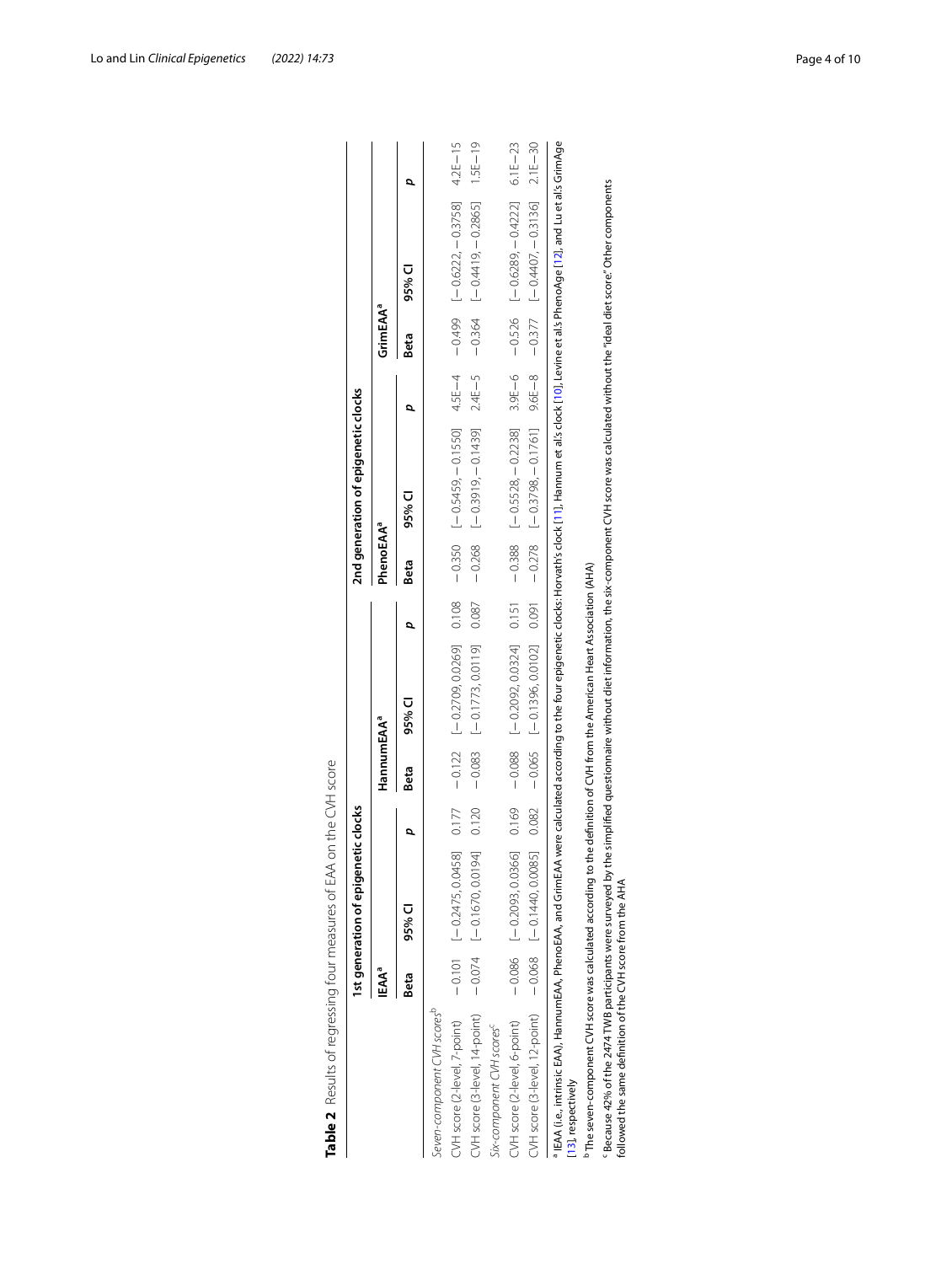**Table 2** Results of regressing four measures of EAA on the CVH score

| | 1st generation of epigenetic clocks | | | | | | 2nd generation of epigenetic clocks | | | | | |
|---|---|---|---|---|---|---|---|---|---|---|---|---|
| | IEAA[a] | | | HannumEAA[a] | | | PhenoEAA[a] | | | GrimEAA[a] | | |
| | Beta | 95% CI | p | Beta | 95% CI | p | Beta | 95% CI | p | Beta | 95% CI | p |
| *Seven-component CVH scores*[b] | | | | | | | | | | | | |
| CVH score (2-level, 7-point) | −0.101 | [−0.2475, 0.0458] | 0.177 | −0.122 | [−0.2709, 0.0269] | 0.108 | −0.350 | [−0.5459, −0.1550] | 4.5E−4 | −0.499 | [−0.6222, −0.3758] | 4.2E−15 |
| CVH score (3-level, 14-point) | −0.074 | [−0.1670, 0.0194] | 0.120 | −0.083 | [−0.1773, 0.0119] | 0.087 | −0.268 | [−0.3919, −0.1439] | 2.4E−5 | −0.364 | [−0.4419, −0.2865] | 1.5E−19 |
| *Six-component CVH scores*[c] | | | | | | | | | | | | |
| CVH score (2-level, 6-point) | −0.086 | [−0.2093, 0.0366] | 0.169 | −0.088 | [−0.2092, 0.0324] | 0.151 | −0.388 | [−0.5528, −0.2238] | 3.9E−6 | −0.526 | [−0.6289, −0.4222] | 6.1E−23 |
| CVH score (3-level, 12-point) | −0.068 | [−0.1440, 0.0085] | 0.082 | −0.065 | [−0.1396, 0.0102] | 0.091 | −0.278 | [−0.3798, −0.1761] | 9.6E−8 | −0.377 | [−0.4407, −0.3136] | 2.1E−30 |

[a] IEAA (i.e., intrinsic EAA), HannumEAA, PhenoEAA, and GrimEAA were calculated according to the four epigenetic clocks: Horvath's clock [11], Hannum et al.'s clock [10], Levine et al.'s PhenoAge [12], and Lu et al.'s GrimAge [13], respectively

[b] The seven-component CVH score was calculated according to the definition of CVH from the American Heart Association (AHA)

[c] Because 42% of the 2474 TWB participants were surveyed by the simplified questionnaire without diet information, the six-component CVH score was calculated without the "ideal diet score." Other components followed the same definition of the CVH score from the AHA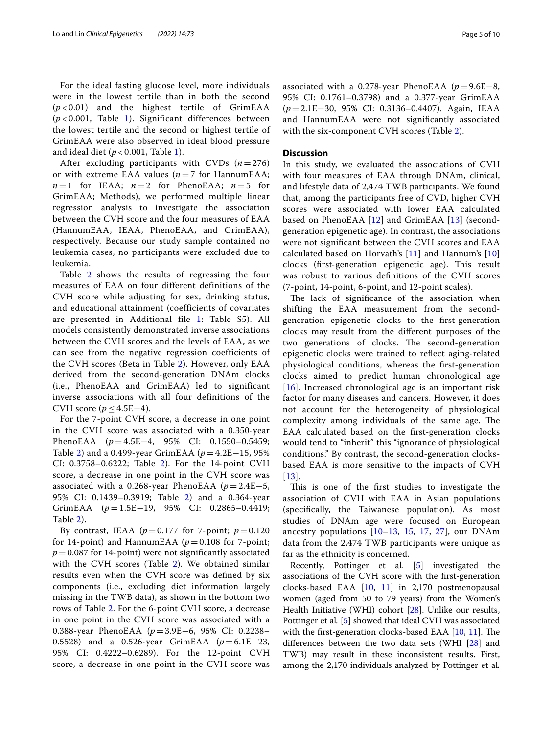For the ideal fasting glucose level, more individuals were in the lowest tertile than in both the second ($p < 0.01$) and the highest tertile of GrimEAA ($p < 0.001$, Table 1). Significant differences between the lowest tertile and the second or highest tertile of GrimEAA were also observed in ideal blood pressure and ideal diet ($p < 0.001$, Table 1).

After excluding participants with CVDs ($n = 276$) or with extreme EAA values ($n = 7$ for HannumEAA; $n = 1$ for IEAA; $n = 2$ for PhenoEAA; $n = 5$ for GrimEAA; Methods), we performed multiple linear regression analysis to investigate the association between the CVH score and the four measures of EAA (HannumEAA, IEAA, PhenoEAA, and GrimEAA), respectively. Because our study sample contained no leukemia cases, no participants were excluded due to leukemia.

Table 2 shows the results of regressing the four measures of EAA on four different definitions of the CVH score while adjusting for sex, drinking status, and educational attainment (coefficients of covariates are presented in Additional file 1: Table S5). All models consistently demonstrated inverse associations between the CVH scores and the levels of EAA, as we can see from the negative regression coefficients of the CVH scores (Beta in Table 2). However, only EAA derived from the second-generation DNAm clocks (i.e., PhenoEAA and GrimEAA) led to significant inverse associations with all four definitions of the CVH score ($p \leq 4.5\text{E}{-4}$).

For the 7-point CVH score, a decrease in one point in the CVH score was associated with a 0.350-year PhenoEAA ($p = 4.5\text{E}{-4}$, 95% CI: 0.1550–0.5459; Table 2) and a 0.499-year GrimEAA ($p = 4.2\text{E}{-15}$, 95% CI: 0.3758–0.6222; Table 2). For the 14-point CVH score, a decrease in one point in the CVH score was associated with a 0.268-year PhenoEAA ($p = 2.4\text{E}{-5}$, 95% CI: 0.1439–0.3919; Table 2) and a 0.364-year GrimEAA ($p = 1.5\text{E}{-19}$, 95% CI: 0.2865–0.4419; Table 2).

By contrast, IEAA ($p = 0.177$ for 7-point; $p = 0.120$ for 14-point) and HannumEAA ($p = 0.108$ for 7-point; $p = 0.087$ for 14-point) were not significantly associated with the CVH scores (Table 2). We obtained similar results even when the CVH score was defined by six components (i.e., excluding diet information largely missing in the TWB data), as shown in the bottom two rows of Table 2. For the 6-point CVH score, a decrease in one point in the CVH score was associated with a 0.388-year PhenoEAA ($p = 3.9\text{E}{-6}$, 95% CI: 0.2238–0.5528) and a 0.526-year GrimEAA ($p = 6.1\text{E}{-23}$, 95% CI: 0.4222–0.6289). For the 12-point CVH score, a decrease in one point in the CVH score was associated with a 0.278-year PhenoEAA ($p = 9.6\text{E}{-8}$, 95% CI: 0.1761–0.3798) and a 0.377-year GrimEAA ($p = 2.1\text{E}{-30}$, 95% CI: 0.3136–0.4407). Again, IEAA and HannumEAA were not significantly associated with the six-component CVH scores (Table 2).

## Discussion

In this study, we evaluated the associations of CVH with four measures of EAA through DNAm, clinical, and lifestyle data of 2,474 TWB participants. We found that, among the participants free of CVD, higher CVH scores were associated with lower EAA calculated based on PhenoEAA [12] and GrimEAA [13] (second-generation epigenetic age). In contrast, the associations were not significant between the CVH scores and EAA calculated based on Horvath's [11] and Hannum's [10] clocks (first-generation epigenetic age). This result was robust to various definitions of the CVH scores (7-point, 14-point, 6-point, and 12-point scales).

The lack of significance of the association when shifting the EAA measurement from the second-generation epigenetic clocks to the first-generation clocks may result from the different purposes of the two generations of clocks. The second-generation epigenetic clocks were trained to reflect aging-related physiological conditions, whereas the first-generation clocks aimed to predict human chronological age [16]. Increased chronological age is an important risk factor for many diseases and cancers. However, it does not account for the heterogeneity of physiological complexity among individuals of the same age. The EAA calculated based on the first-generation clocks would tend to "inherit" this "ignorance of physiological conditions." By contrast, the second-generation clocks-based EAA is more sensitive to the impacts of CVH [13].

This is one of the first studies to investigate the association of CVH with EAA in Asian populations (specifically, the Taiwanese population). As most studies of DNAm age were focused on European ancestry populations [10–13, 15, 17, 27], our DNAm data from the 2,474 TWB participants were unique as far as the ethnicity is concerned.

Recently, Pottinger et al. [5] investigated the associations of the CVH score with the first-generation clocks-based EAA [10, 11] in 2,170 postmenopausal women (aged from 50 to 79 years) from the Women's Health Initiative (WHI) cohort [28]. Unlike our results, Pottinger et al. [5] showed that ideal CVH was associated with the first-generation clocks-based EAA [10, 11]. The differences between the two data sets (WHI [28] and TWB) may result in these inconsistent results. First, among the 2,170 individuals analyzed by Pottinger et al.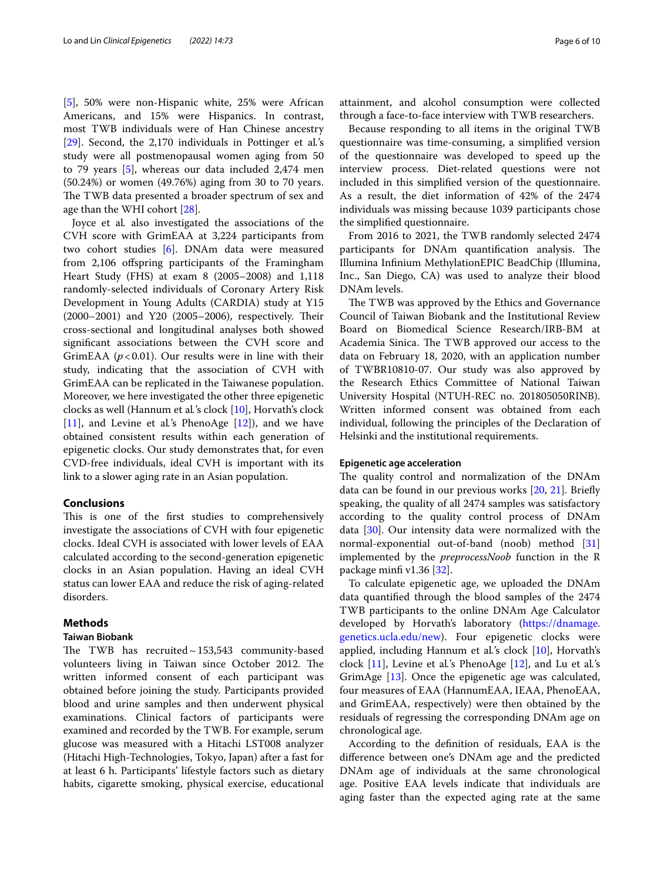[5], 50% were non-Hispanic white, 25% were African Americans, and 15% were Hispanics. In contrast, most TWB individuals were of Han Chinese ancestry [29]. Second, the 2,170 individuals in Pottinger et al.'s study were all postmenopausal women aging from 50 to 79 years [5], whereas our data included 2,474 men (50.24%) or women (49.76%) aging from 30 to 70 years. The TWB data presented a broader spectrum of sex and age than the WHI cohort [28].

Joyce et al. also investigated the associations of the CVH score with GrimEAA at 3,224 participants from two cohort studies [6]. DNAm data were measured from 2,106 offspring participants of the Framingham Heart Study (FHS) at exam 8 (2005–2008) and 1,118 randomly-selected individuals of Coronary Artery Risk Development in Young Adults (CARDIA) study at Y15 (2000–2001) and Y20 (2005–2006), respectively. Their cross-sectional and longitudinal analyses both showed significant associations between the CVH score and GrimEAA ($p < 0.01$). Our results were in line with their study, indicating that the association of CVH with GrimEAA can be replicated in the Taiwanese population. Moreover, we here investigated the other three epigenetic clocks as well (Hannum et al.'s clock [10], Horvath's clock [11], and Levine et al.'s PhenoAge [12]), and we have obtained consistent results within each generation of epigenetic clocks. Our study demonstrates that, for even CVD-free individuals, ideal CVH is important with its link to a slower aging rate in an Asian population.

## Conclusions

This is one of the first studies to comprehensively investigate the associations of CVH with four epigenetic clocks. Ideal CVH is associated with lower levels of EAA calculated according to the second-generation epigenetic clocks in an Asian population. Having an ideal CVH status can lower EAA and reduce the risk of aging-related disorders.

## Methods

### Taiwan Biobank

The TWB has recruited ~153,543 community-based volunteers living in Taiwan since October 2012. The written informed consent of each participant was obtained before joining the study. Participants provided blood and urine samples and then underwent physical examinations. Clinical factors of participants were examined and recorded by the TWB. For example, serum glucose was measured with a Hitachi LST008 analyzer (Hitachi High-Technologies, Tokyo, Japan) after a fast for at least 6 h. Participants' lifestyle factors such as dietary habits, cigarette smoking, physical exercise, educational attainment, and alcohol consumption were collected through a face-to-face interview with TWB researchers.

Because responding to all items in the original TWB questionnaire was time-consuming, a simplified version of the questionnaire was developed to speed up the interview process. Diet-related questions were not included in this simplified version of the questionnaire. As a result, the diet information of 42% of the 2474 individuals was missing because 1039 participants chose the simplified questionnaire.

From 2016 to 2021, the TWB randomly selected 2474 participants for DNAm quantification analysis. The Illumina Infinium MethylationEPIC BeadChip (Illumina, Inc., San Diego, CA) was used to analyze their blood DNAm levels.

The TWB was approved by the Ethics and Governance Council of Taiwan Biobank and the Institutional Review Board on Biomedical Science Research/IRB-BM at Academia Sinica. The TWB approved our access to the data on February 18, 2020, with an application number of TWBR10810-07. Our study was also approved by the Research Ethics Committee of National Taiwan University Hospital (NTUH-REC no. 201805050RINB). Written informed consent was obtained from each individual, following the principles of the Declaration of Helsinki and the institutional requirements.

### Epigenetic age acceleration

The quality control and normalization of the DNAm data can be found in our previous works [20, 21]. Briefly speaking, the quality of all 2474 samples was satisfactory according to the quality control process of DNAm data [30]. Our intensity data were normalized with the normal-exponential out-of-band (noob) method [31] implemented by the *preprocessNoob* function in the R package minfi v1.36 [32].

To calculate epigenetic age, we uploaded the DNAm data quantified through the blood samples of the 2474 TWB participants to the online DNAm Age Calculator developed by Horvath's laboratory (https://dnamage.genetics.ucla.edu/new). Four epigenetic clocks were applied, including Hannum et al.'s clock [10], Horvath's clock [11], Levine et al.'s PhenoAge [12], and Lu et al.'s GrimAge [13]. Once the epigenetic age was calculated, four measures of EAA (HannumEAA, IEAA, PhenoEAA, and GrimEAA, respectively) were then obtained by the residuals of regressing the corresponding DNAm age on chronological age.

According to the definition of residuals, EAA is the difference between one's DNAm age and the predicted DNAm age of individuals at the same chronological age. Positive EAA levels indicate that individuals are aging faster than the expected aging rate at the same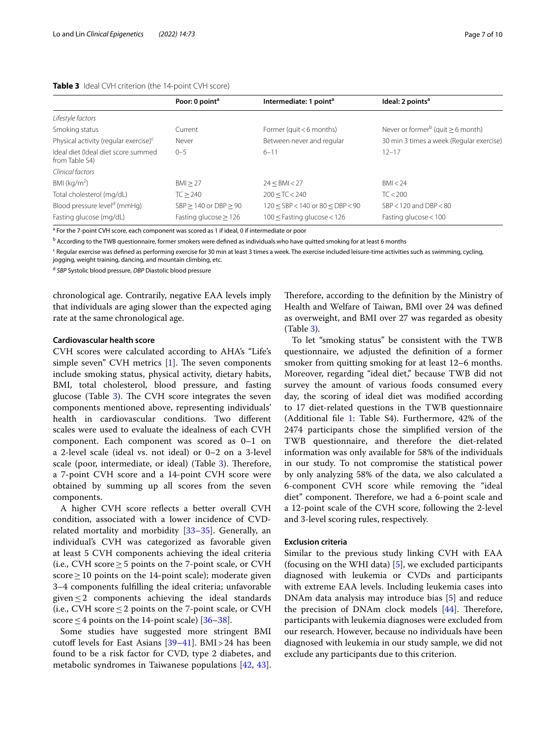**Table 3** Ideal CVH criterion (the 14-point CVH score)

| | Poor: 0 point[a] | Intermediate: 1 point[a] | Ideal: 2 points[a] |
|---|---|---|---|
| *Lifestyle factors* | | | |
| Smoking status | Current | Former (quit < 6 months) | Never or former[b] (quit ≥ 6 month) |
| Physical activity (regular exercise)[c] | Never | Between never and regular | 30 min 3 times a week (Regular exercise) |
| Ideal diet (Ideal diet score summed from Table S4) | 0–5 | 6–11 | 12–17 |
| *Clinical factors* | | | |
| BMI (kg/m$^2$) | BMI ≥ 27 | 24 ≤ BMI < 27 | BMI < 24 |
| Total cholesterol (mg/dL) | TC ≥ 240 | 200 ≤ TC < 240 | TC < 200 |
| Blood pressure level[d] (mmHg) | SBP ≥ 140 or DBP ≥ 90 | 120 ≤ SBP < 140 or 80 ≤ DBP < 90 | SBP < 120 and DBP < 80 |
| Fasting glucose (mg/dL) | Fasting glucose ≥ 126 | 100 ≤ Fasting glucose < 126 | Fasting glucose < 100 |

[a] For the 7-point CVH score, each component was scored as 1 if ideal, 0 if intermediate or poor

[b] According to the TWB questionnaire, former smokers were defined as individuals who have quitted smoking for at least 6 months

[c] Regular exercise was defined as performing exercise for 30 min at least 3 times a week. The exercise included leisure-time activities such as swimming, cycling, jogging, weight training, dancing, and mountain climbing, etc.

[d] *SBP* Systolic blood pressure, *DBP* Diastolic blood pressure

chronological age. Contrarily, negative EAA levels imply that individuals are aging slower than the expected aging rate at the same chronological age.

### Cardiovascular health score

CVH scores were calculated according to AHA's "Life's simple seven" CVH metrics [1]. The seven components include smoking status, physical activity, dietary habits, BMI, total cholesterol, blood pressure, and fasting glucose (Table 3). The CVH score integrates the seven components mentioned above, representing individuals' health in cardiovascular conditions. Two different scales were used to evaluate the idealness of each CVH component. Each component was scored as 0–1 on a 2-level scale (ideal vs. not ideal) or 0–2 on a 3-level scale (poor, intermediate, or ideal) (Table 3). Therefore, a 7-point CVH score and a 14-point CVH score were obtained by summing up all scores from the seven components.

A higher CVH score reflects a better overall CVH condition, associated with a lower incidence of CVD-related mortality and morbidity [33–35]. Generally, an individual's CVH was categorized as favorable given at least 5 CVH components achieving the ideal criteria (i.e., CVH score ≥ 5 points on the 7-point scale, or CVH score ≥ 10 points on the 14-point scale); moderate given 3–4 components fulfilling the ideal criteria; unfavorable given ≤ 2 components achieving the ideal standards (i.e., CVH score ≤ 2 points on the 7-point scale, or CVH score ≤ 4 points on the 14-point scale) [36–38].

Some studies have suggested more stringent BMI cutoff levels for East Asians [39–41]. BMI > 24 has been found to be a risk factor for CVD, type 2 diabetes, and metabolic syndromes in Taiwanese populations [42, 43]. Therefore, according to the definition by the Ministry of Health and Welfare of Taiwan, BMI over 24 was defined as overweight, and BMI over 27 was regarded as obesity (Table 3).

To let "smoking status" be consistent with the TWB questionnaire, we adjusted the definition of a former smoker from quitting smoking for at least 12–6 months. Moreover, regarding "ideal diet," because TWB did not survey the amount of various foods consumed every day, the scoring of ideal diet was modified according to 17 diet-related questions in the TWB questionnaire (Additional file 1: Table S4). Furthermore, 42% of the 2474 participants chose the simplified version of the TWB questionnaire, and therefore the diet-related information was only available for 58% of the individuals in our study. To not compromise the statistical power by only analyzing 58% of the data, we also calculated a 6-component CVH score while removing the "ideal diet" component. Therefore, we had a 6-point scale and a 12-point scale of the CVH score, following the 2-level and 3-level scoring rules, respectively.

### Exclusion criteria

Similar to the previous study linking CVH with EAA (focusing on the WHI data) [5], we excluded participants diagnosed with leukemia or CVDs and participants with extreme EAA levels. Including leukemia cases into DNAm data analysis may introduce bias [5] and reduce the precision of DNAm clock models [44]. Therefore, participants with leukemia diagnoses were excluded from our research. However, because no individuals have been diagnosed with leukemia in our study sample, we did not exclude any participants due to this criterion.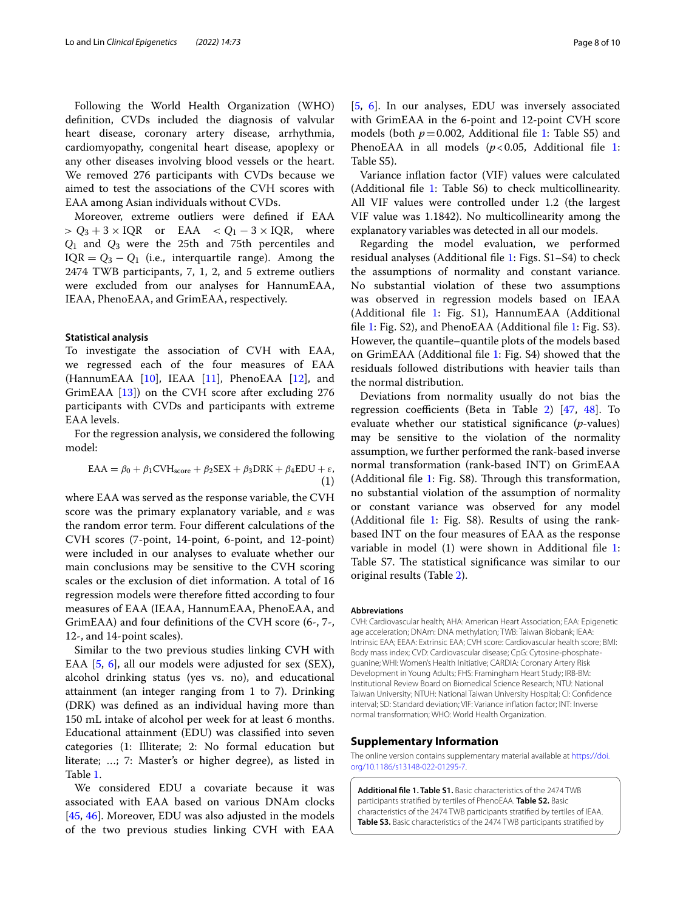Following the World Health Organization (WHO) definition, CVDs included the diagnosis of valvular heart disease, coronary artery disease, arrhythmia, cardiomyopathy, congenital heart disease, apoplexy or any other diseases involving blood vessels or the heart. We removed 276 participants with CVDs because we aimed to test the associations of the CVH scores with EAA among Asian individuals without CVDs.

Moreover, extreme outliers were defined if EAA $> Q_3 + 3 \times \text{IQR}$ or EAA $< Q_1 - 3 \times \text{IQR}$, where $Q_1$ and $Q_3$ were the 25th and 75th percentiles and $\text{IQR} = Q_3 - Q_1$ (i.e., interquartile range). Among the 2474 TWB participants, 7, 1, 2, and 5 extreme outliers were excluded from our analyses for HannumEAA, IEAA, PhenoEAA, and GrimEAA, respectively.

### Statistical analysis

To investigate the association of CVH with EAA, we regressed each of the four measures of EAA (HannumEAA [10], IEAA [11], PhenoEAA [12], and GrimEAA [13]) on the CVH score after excluding 276 participants with CVDs and participants with extreme EAA levels.

For the regression analysis, we considered the following model:

$$\text{EAA} = \beta_0 + \beta_1 \text{CVH}_{\text{score}} + \beta_2 \text{SEX} + \beta_3 \text{DRK} + \beta_4 \text{EDU} + \varepsilon, \quad (1)$$

where EAA was served as the response variable, the CVH score was the primary explanatory variable, and $\varepsilon$ was the random error term. Four different calculations of the CVH scores (7-point, 14-point, 6-point, and 12-point) were included in our analyses to evaluate whether our main conclusions may be sensitive to the CVH scoring scales or the exclusion of diet information. A total of 16 regression models were therefore fitted according to four measures of EAA (IEAA, HannumEAA, PhenoEAA, and GrimEAA) and four definitions of the CVH score (6-, 7-, 12-, and 14-point scales).

Similar to the two previous studies linking CVH with EAA [5, 6], all our models were adjusted for sex (SEX), alcohol drinking status (yes vs. no), and educational attainment (an integer ranging from 1 to 7). Drinking (DRK) was defined as an individual having more than 150 mL intake of alcohol per week for at least 6 months. Educational attainment (EDU) was classified into seven categories (1: Illiterate; 2: No formal education but literate; …; 7: Master's or higher degree), as listed in Table 1.

We considered EDU a covariate because it was associated with EAA based on various DNAm clocks [45, 46]. Moreover, EDU was also adjusted in the models of the two previous studies linking CVH with EAA [5, 6]. In our analyses, EDU was inversely associated with GrimEAA in the 6-point and 12-point CVH score models (both $p = 0.002$, Additional file 1: Table S5) and PhenoEAA in all models ($p < 0.05$, Additional file 1: Table S5).

Variance inflation factor (VIF) values were calculated (Additional file 1: Table S6) to check multicollinearity. All VIF values were controlled under 1.2 (the largest VIF value was 1.1842). No multicollinearity among the explanatory variables was detected in all our models.

Regarding the model evaluation, we performed residual analyses (Additional file 1: Figs. S1–S4) to check the assumptions of normality and constant variance. No substantial violation of these two assumptions was observed in regression models based on IEAA (Additional file 1: Fig. S1), HannumEAA (Additional file 1: Fig. S2), and PhenoEAA (Additional file 1: Fig. S3). However, the quantile–quantile plots of the models based on GrimEAA (Additional file 1: Fig. S4) showed that the residuals followed distributions with heavier tails than the normal distribution.

Deviations from normality usually do not bias the regression coefficients (Beta in Table 2) [47, 48]. To evaluate whether our statistical significance (*p*-values) may be sensitive to the violation of the normality assumption, we further performed the rank-based inverse normal transformation (rank-based INT) on GrimEAA (Additional file 1: Fig. S8). Through this transformation, no substantial violation of the assumption of normality or constant variance was observed for any model (Additional file 1: Fig. S8). Results of using the rank-based INT on the four measures of EAA as the response variable in model (1) were shown in Additional file 1: Table S7. The statistical significance was similar to our original results (Table 2).

#### Abbreviations

CVH: Cardiovascular health; AHA: American Heart Association; EAA: Epigenetic age acceleration; DNAm: DNA methylation; TWB: Taiwan Biobank; IEAA: Intrinsic EAA; EEAA: Extrinsic EAA; CVH score: Cardiovascular health score; BMI: Body mass index; CVD: Cardiovascular disease; CpG: Cytosine-phosphate-guanine; WHI: Women's Health Initiative; CARDIA: Coronary Artery Risk Development in Young Adults; FHS: Framingham Heart Study; IRB-BM: Institutional Review Board on Biomedical Science Research; NTU: National Taiwan University; NTUH: National Taiwan University Hospital; CI: Confidence interval; SD: Standard deviation; VIF: Variance inflation factor; INT: Inverse normal transformation; WHO: World Health Organization.

## Supplementary Information

The online version contains supplementary material available at https://doi.org/10.1186/s13148-022-01295-7.

**Additional file 1. Table S1.** Basic characteristics of the 2474 TWB participants stratified by tertiles of PhenoEAA. **Table S2.** Basic characteristics of the 2474 TWB participants stratified by tertiles of IEAA. **Table S3.** Basic characteristics of the 2474 TWB participants stratified by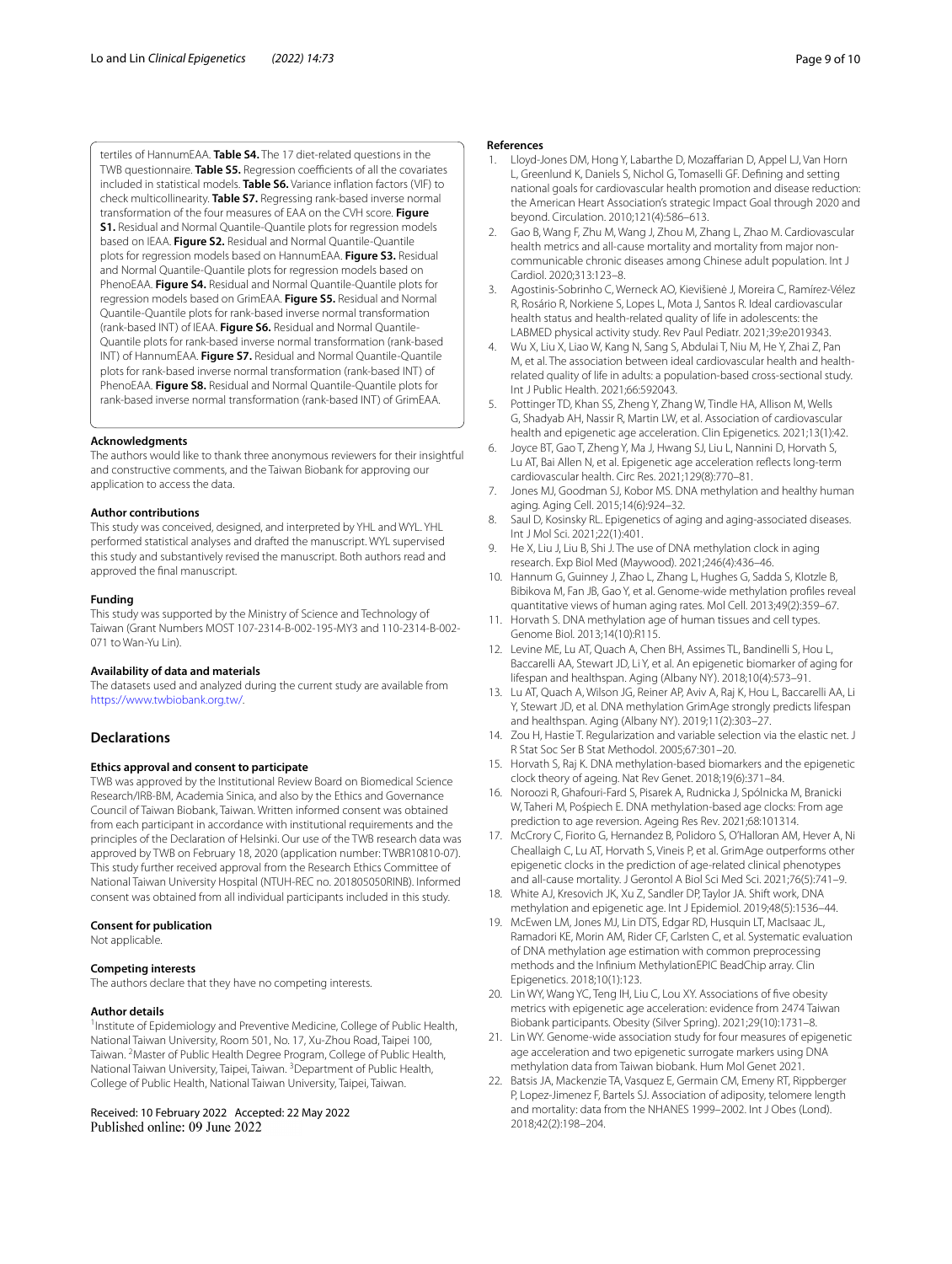tertiles of HannumEAA. **Table S4.** The 17 diet-related questions in the TWB questionnaire. **Table S5.** Regression coefficients of all the covariates included in statistical models. **Table S6.** Variance inflation factors (VIF) to check multicollinearity. **Table S7.** Regressing rank-based inverse normal transformation of the four measures of EAA on the CVH score. **Figure S1.** Residual and Normal Quantile-Quantile plots for regression models based on IEAA. **Figure S2.** Residual and Normal Quantile-Quantile plots for regression models based on HannumEAA. **Figure S3.** Residual and Normal Quantile-Quantile plots for regression models based on PhenoEAA. **Figure S4.** Residual and Normal Quantile-Quantile plots for regression models based on GrimEAA. **Figure S5.** Residual and Normal Quantile-Quantile plots for rank-based inverse normal transformation (rank-based INT) of IEAA. **Figure S6.** Residual and Normal Quantile-Quantile plots for rank-based inverse normal transformation (rank-based INT) of HannumEAA. **Figure S7.** Residual and Normal Quantile-Quantile plots for rank-based inverse normal transformation (rank-based INT) of PhenoEAA. **Figure S8.** Residual and Normal Quantile-Quantile plots for rank-based inverse normal transformation (rank-based INT) of GrimEAA.

#### Acknowledgments

The authors would like to thank three anonymous reviewers for their insightful and constructive comments, and the Taiwan Biobank for approving our application to access the data.

#### Author contributions

This study was conceived, designed, and interpreted by YHL and WYL. YHL performed statistical analyses and drafted the manuscript. WYL supervised this study and substantively revised the manuscript. Both authors read and approved the final manuscript.

#### Funding

This study was supported by the Ministry of Science and Technology of Taiwan (Grant Numbers MOST 107-2314-B-002-195-MY3 and 110-2314-B-002-071 to Wan-Yu Lin).

#### Availability of data and materials

The datasets used and analyzed during the current study are available from https://www.twbiobank.org.tw/.

## Declarations

#### Ethics approval and consent to participate

TWB was approved by the Institutional Review Board on Biomedical Science Research/IRB-BM, Academia Sinica, and also by the Ethics and Governance Council of Taiwan Biobank, Taiwan. Written informed consent was obtained from each participant in accordance with institutional requirements and the principles of the Declaration of Helsinki. Our use of the TWB research data was approved by TWB on February 18, 2020 (application number: TWBR10810-07). This study further received approval from the Research Ethics Committee of National Taiwan University Hospital (NTUH-REC no. 201805050RINB). Informed consent was obtained from all individual participants included in this study.

#### Consent for publication

Not applicable.

#### Competing interests

The authors declare that they have no competing interests.

#### Author details

[1]Institute of Epidemiology and Preventive Medicine, College of Public Health, National Taiwan University, Room 501, No. 17, Xu-Zhou Road, Taipei 100, Taiwan. [2]Master of Public Health Degree Program, College of Public Health, National Taiwan University, Taipei, Taiwan. [3]Department of Public Health, College of Public Health, National Taiwan University, Taipei, Taiwan.

Received: 10 February 2022 Accepted: 22 May 2022
Published online: 09 June 2022

#### References

1. Lloyd-Jones DM, Hong Y, Labarthe D, Mozaffarian D, Appel LJ, Van Horn L, Greenlund K, Daniels S, Nichol G, Tomaselli GF. Defining and setting national goals for cardiovascular health promotion and disease reduction: the American Heart Association's strategic Impact Goal through 2020 and beyond. Circulation. 2010;121(4):586–613.
2. Gao B, Wang F, Zhu M, Wang J, Zhou M, Zhang L, Zhao M. Cardiovascular health metrics and all-cause mortality and mortality from major non-communicable chronic diseases among Chinese adult population. Int J Cardiol. 2020;313:123–8.
3. Agostinis-Sobrinho C, Werneck AO, Kievišienė J, Moreira C, Ramírez-Vélez R, Rosário R, Norkiene S, Lopes L, Mota J, Santos R. Ideal cardiovascular health status and health-related quality of life in adolescents: the LABMED physical activity study. Rev Paul Pediatr. 2021;39:e2019343.
4. Wu X, Liu X, Liao W, Kang N, Sang S, Abdulai T, Niu M, He Y, Zhai Z, Pan M, et al. The association between ideal cardiovascular health and health-related quality of life in adults: a population-based cross-sectional study. Int J Public Health. 2021;66:592043.
5. Pottinger TD, Khan SS, Zheng Y, Zhang W, Tindle HA, Allison M, Wells G, Shadyab AH, Nassir R, Martin LW, et al. Association of cardiovascular health and epigenetic age acceleration. Clin Epigenetics. 2021;13(1):42.
6. Joyce BT, Gao T, Zheng Y, Ma J, Hwang SJ, Liu L, Nannini D, Horvath S, Lu AT, Bai Allen N, et al. Epigenetic age acceleration reflects long-term cardiovascular health. Circ Res. 2021;129(8):770–81.
7. Jones MJ, Goodman SJ, Kobor MS. DNA methylation and healthy human aging. Aging Cell. 2015;14(6):924–32.
8. Saul D, Kosinsky RL. Epigenetics of aging and aging-associated diseases. Int J Mol Sci. 2021;22(1):401.
9. He X, Liu J, Liu B, Shi J. The use of DNA methylation clock in aging research. Exp Biol Med (Maywood). 2021;246(4):436–46.
10. Hannum G, Guinney J, Zhao L, Zhang L, Hughes G, Sadda S, Klotzle B, Bibikova M, Fan JB, Gao Y, et al. Genome-wide methylation profiles reveal quantitative views of human aging rates. Mol Cell. 2013;49(2):359–67.
11. Horvath S. DNA methylation age of human tissues and cell types. Genome Biol. 2013;14(10):R115.
12. Levine ME, Lu AT, Quach A, Chen BH, Assimes TL, Bandinelli S, Hou L, Baccarelli AA, Stewart JD, Li Y, et al. An epigenetic biomarker of aging for lifespan and healthspan. Aging (Albany NY). 2018;10(4):573–91.
13. Lu AT, Quach A, Wilson JG, Reiner AP, Aviv A, Raj K, Hou L, Baccarelli AA, Li Y, Stewart JD, et al. DNA methylation GrimAge strongly predicts lifespan and healthspan. Aging (Albany NY). 2019;11(2):303–27.
14. Zou H, Hastie T. Regularization and variable selection via the elastic net. J R Stat Soc Ser B Stat Methodol. 2005;67:301–20.
15. Horvath S, Raj K. DNA methylation-based biomarkers and the epigenetic clock theory of ageing. Nat Rev Genet. 2018;19(6):371–84.
16. Noroozi R, Ghafouri-Fard S, Pisarek A, Rudnicka J, Spólnicka M, Branicki W, Taheri M, Pośpiech E. DNA methylation-based age clocks: From age prediction to age reversion. Ageing Res Rev. 2021;68:101314.
17. McCrory C, Fiorito G, Hernandez B, Polidoro S, O'Halloran AM, Hever A, Ni Cheallaigh C, Lu AT, Horvath S, Vineis P, et al. GrimAge outperforms other epigenetic clocks in the prediction of age-related clinical phenotypes and all-cause mortality. J Gerontol A Biol Sci Med Sci. 2021;76(5):741–9.
18. White AJ, Kresovich JK, Xu Z, Sandler DP, Taylor JA. Shift work, DNA methylation and epigenetic age. Int J Epidemiol. 2019;48(5):1536–44.
19. McEwen LM, Jones MJ, Lin DTS, Edgar RD, Husquin LT, MacIsaac JL, Ramadori KE, Morin AM, Rider CF, Carlsten C, et al. Systematic evaluation of DNA methylation age estimation with common preprocessing methods and the Infinium MethylationEPIC BeadChip array. Clin Epigenetics. 2018;10(1):123.
20. Lin WY, Wang YC, Teng IH, Liu C, Lou XY. Associations of five obesity metrics with epigenetic age acceleration: evidence from 2474 Taiwan Biobank participants. Obesity (Silver Spring). 2021;29(10):1731–8.
21. Lin WY. Genome-wide association study for four measures of epigenetic age acceleration and two epigenetic surrogate markers using DNA methylation data from Taiwan biobank. Hum Mol Genet 2021.
22. Batsis JA, Mackenzie TA, Vasquez E, Germain CM, Emeny RT, Rippberger P, Lopez-Jimenez F, Bartels SJ. Association of adiposity, telomere length and mortality: data from the NHANES 1999–2002. Int J Obes (Lond). 2018;42(2):198–204.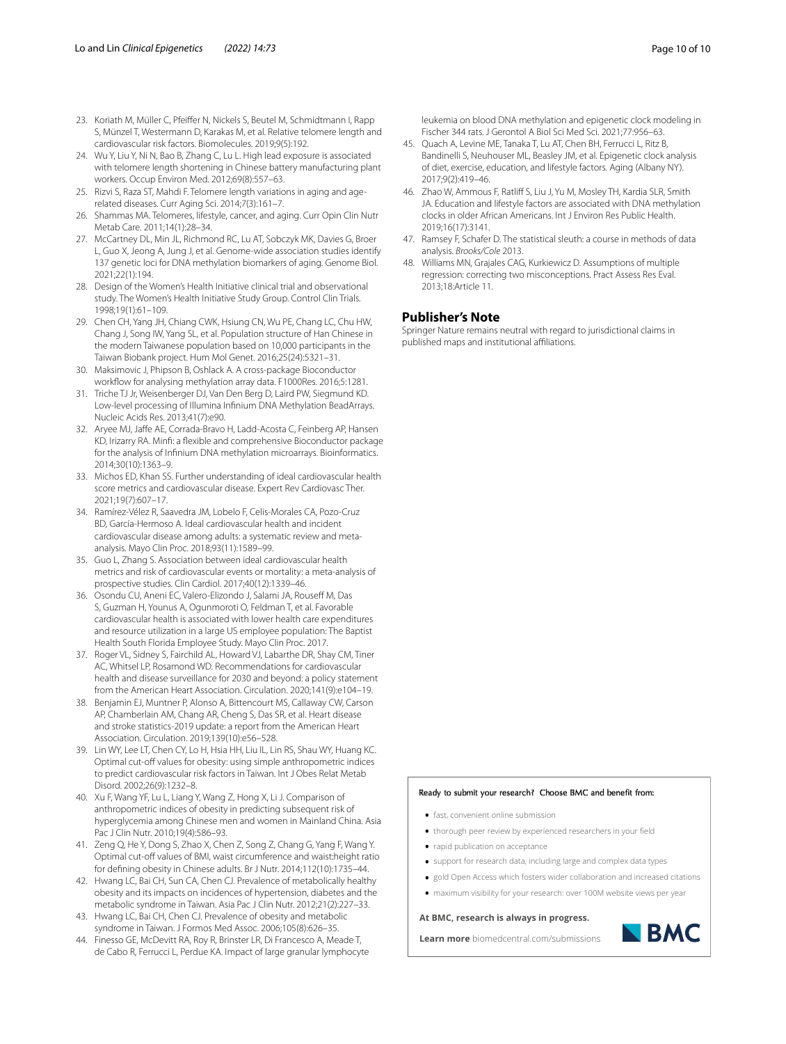23. Koriath M, Müller C, Pfeiffer N, Nickels S, Beutel M, Schmidtmann I, Rapp S, Münzel T, Westermann D, Karakas M, et al. Relative telomere length and cardiovascular risk factors. Biomolecules. 2019;9(5):192.
24. Wu Y, Liu Y, Ni N, Bao B, Zhang C, Lu L. High lead exposure is associated with telomere length shortening in Chinese battery manufacturing plant workers. Occup Environ Med. 2012;69(8):557–63.
25. Rizvi S, Raza ST, Mahdi F. Telomere length variations in aging and age-related diseases. Curr Aging Sci. 2014;7(3):161–7.
26. Shammas MA. Telomeres, lifestyle, cancer, and aging. Curr Opin Clin Nutr Metab Care. 2011;14(1):28–34.
27. McCartney DL, Min JL, Richmond RC, Lu AT, Sobczyk MK, Davies G, Broer L, Guo X, Jeong A, Jung J, et al. Genome-wide association studies identify 137 genetic loci for DNA methylation biomarkers of aging. Genome Biol. 2021;22(1):194.
28. Design of the Women's Health Initiative clinical trial and observational study. The Women's Health Initiative Study Group. Control Clin Trials. 1998;19(1):61–109.
29. Chen CH, Yang JH, Chiang CWK, Hsiung CN, Wu PE, Chang LC, Chu HW, Chang J, Song IW, Yang SL, et al. Population structure of Han Chinese in the modern Taiwanese population based on 10,000 participants in the Taiwan Biobank project. Hum Mol Genet. 2016;25(24):5321–31.
30. Maksimovic J, Phipson B, Oshlack A. A cross-package Bioconductor workflow for analysing methylation array data. F1000Res. 2016;5:1281.
31. Triche TJ Jr, Weisenberger DJ, Van Den Berg D, Laird PW, Siegmund KD. Low-level processing of Illumina Infinium DNA Methylation BeadArrays. Nucleic Acids Res. 2013;41(7):e90.
32. Aryee MJ, Jaffe AE, Corrada-Bravo H, Ladd-Acosta C, Feinberg AP, Hansen KD, Irizarry RA. Minfi: a flexible and comprehensive Bioconductor package for the analysis of Infinium DNA methylation microarrays. Bioinformatics. 2014;30(10):1363–9.
33. Michos ED, Khan SS. Further understanding of ideal cardiovascular health score metrics and cardiovascular disease. Expert Rev Cardiovasc Ther. 2021;19(7):607–17.
34. Ramírez-Vélez R, Saavedra JM, Lobelo F, Celis-Morales CA, Pozo-Cruz BD, García-Hermoso A. Ideal cardiovascular health and incident cardiovascular disease among adults: a systematic review and meta-analysis. Mayo Clin Proc. 2018;93(11):1589–99.
35. Guo L, Zhang S. Association between ideal cardiovascular health metrics and risk of cardiovascular events or mortality: a meta-analysis of prospective studies. Clin Cardiol. 2017;40(12):1339–46.
36. Osondu CU, Aneni EC, Valero-Elizondo J, Salami JA, Rouseff M, Das S, Guzman H, Younus A, Ogunmoroti O, Feldman T, et al. Favorable cardiovascular health is associated with lower health care expenditures and resource utilization in a large US employee population: The Baptist Health South Florida Employee Study. Mayo Clin Proc. 2017.
37. Roger VL, Sidney S, Fairchild AL, Howard VJ, Labarthe DR, Shay CM, Tiner AC, Whitsel LP, Rosamond WD. Recommendations for cardiovascular health and disease surveillance for 2030 and beyond: a policy statement from the American Heart Association. Circulation. 2020;141(9):e104–19.
38. Benjamin EJ, Muntner P, Alonso A, Bittencourt MS, Callaway CW, Carson AP, Chamberlain AM, Chang AR, Cheng S, Das SR, et al. Heart disease and stroke statistics-2019 update: a report from the American Heart Association. Circulation. 2019;139(10):e56–528.
39. Lin WY, Lee LT, Chen CY, Lo H, Hsia HH, Liu IL, Lin RS, Shau WY, Huang KC. Optimal cut-off values for obesity: using simple anthropometric indices to predict cardiovascular risk factors in Taiwan. Int J Obes Relat Metab Disord. 2002;26(9):1232–8.
40. Xu F, Wang YF, Lu L, Liang Y, Wang Z, Hong X, Li J. Comparison of anthropometric indices of obesity in predicting subsequent risk of hyperglycemia among Chinese men and women in Mainland China. Asia Pac J Clin Nutr. 2010;19(4):586–93.
41. Zeng Q, He Y, Dong S, Zhao X, Chen Z, Song Z, Chang G, Yang F, Wang Y. Optimal cut-off values of BMI, waist circumference and waist:height ratio for defining obesity in Chinese adults. Br J Nutr. 2014;112(10):1735–44.
42. Hwang LC, Bai CH, Sun CA, Chen CJ. Prevalence of metabolically healthy obesity and its impacts on incidences of hypertension, diabetes and the metabolic syndrome in Taiwan. Asia Pac J Clin Nutr. 2012;21(2):227–33.
43. Hwang LC, Bai CH, Chen CJ. Prevalence of obesity and metabolic syndrome in Taiwan. J Formos Med Assoc. 2006;105(8):626–35.
44. Finesso GE, McDevitt RA, Roy R, Brinster LR, Di Francesco A, Meade T, de Cabo R, Ferrucci L, Perdue KA. Impact of large granular lymphocyte leukemia on blood DNA methylation and epigenetic clock modeling in Fischer 344 rats. J Gerontol A Biol Sci Med Sci. 2021;77:956–63.
45. Quach A, Levine ME, Tanaka T, Lu AT, Chen BH, Ferrucci L, Ritz B, Bandinelli S, Neuhouser ML, Beasley JM, et al. Epigenetic clock analysis of diet, exercise, education, and lifestyle factors. Aging (Albany NY). 2017;9(2):419–46.
46. Zhao W, Ammous F, Ratliff S, Liu J, Yu M, Mosley TH, Kardia SLR, Smith JA. Education and lifestyle factors are associated with DNA methylation clocks in older African Americans. Int J Environ Res Public Health. 2019;16(17):3141.
47. Ramsey F, Schafer D. The statistical sleuth: a course in methods of data analysis. *Brooks/Cole* 2013.
48. Williams MN, Grajales CAG, Kurkiewicz D. Assumptions of multiple regression: correcting two misconceptions. Pract Assess Res Eval. 2013;18:Article 11.

## Publisher's Note

Springer Nature remains neutral with regard to jurisdictional claims in published maps and institutional affiliations.

Ready to submit your research? Choose BMC and benefit from:

- fast, convenient online submission
- thorough peer review by experienced researchers in your field
- rapid publication on acceptance
- support for research data, including large and complex data types
- gold Open Access which fosters wider collaboration and increased citations
- maximum visibility for your research: over 100M website views per year

**At BMC, research is always in progress.**

**Learn more** biomedcentral.com/submissions

BMC